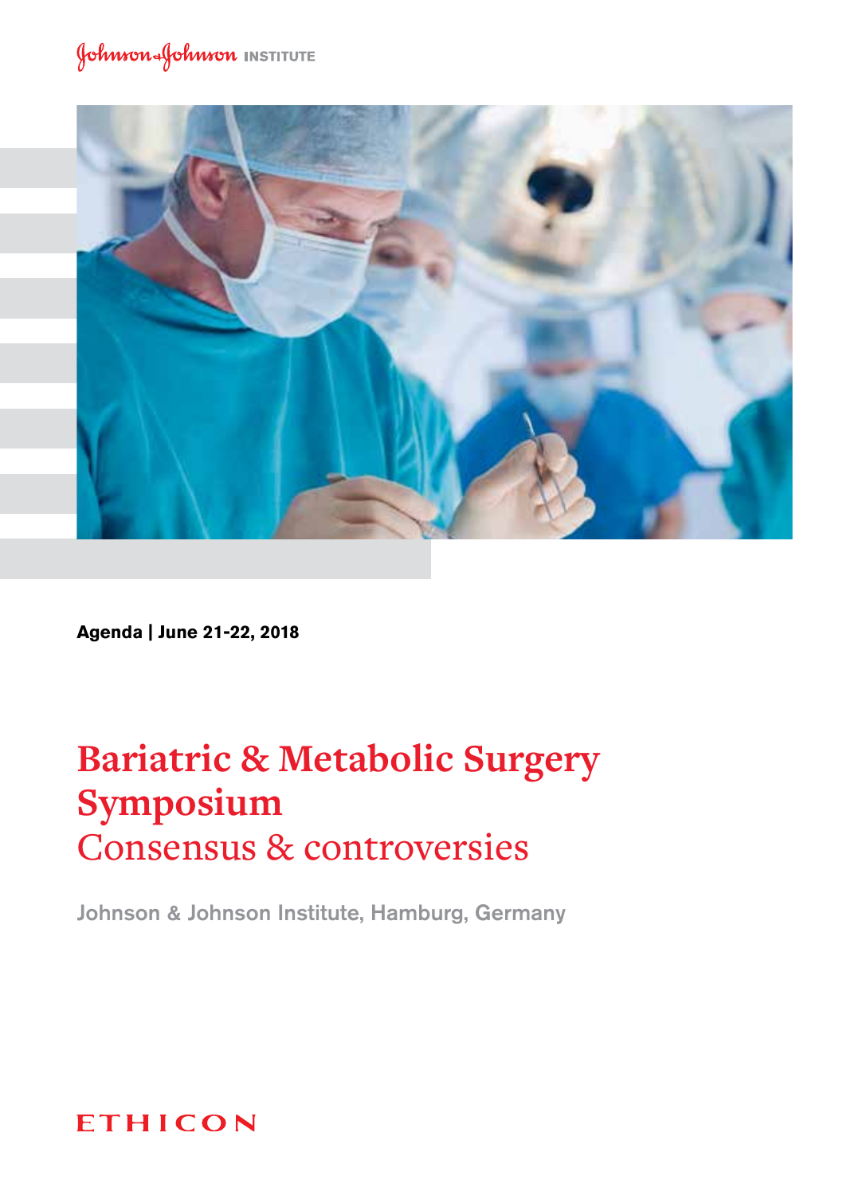Johnson & Johnson INSTITUTE

**Agenda | June 21-22, 2018**

# Bariatric & Metabolic Surgery Symposium

## Consensus & controversies

Johnson & Johnson Institute, Hamburg, Germany

ETHICON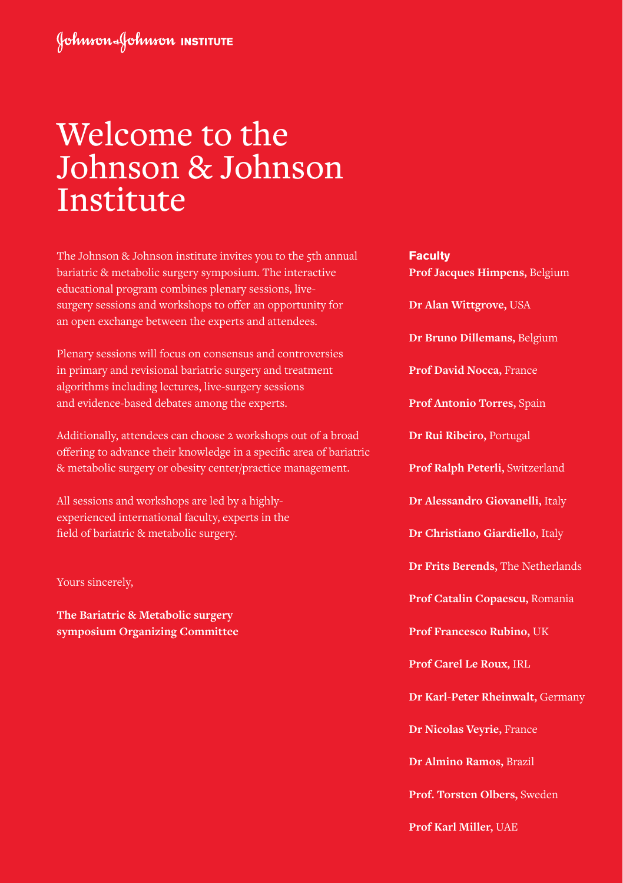Johnson & Johnson INSTITUTE

# Welcome to the Johnson & Johnson Institute

The Johnson & Johnson institute invites you to the 5th annual bariatric & metabolic surgery symposium. The interactive educational program combines plenary sessions, live-surgery sessions and workshops to offer an opportunity for an open exchange between the experts and attendees.

Plenary sessions will focus on consensus and controversies in primary and revisional bariatric surgery and treatment algorithms including lectures, live-surgery sessions and evidence-based debates among the experts.

Additionally, attendees can choose 2 workshops out of a broad offering to advance their knowledge in a specific area of bariatric & metabolic surgery or obesity center/practice management.

All sessions and workshops are led by a highly-experienced international faculty, experts in the field of bariatric & metabolic surgery.

Yours sincerely,

**The Bariatric & Metabolic surgery symposium Organizing Committee**

**Faculty**

**Prof Jacques Himpens,** Belgium

**Dr Alan Wittgrove,** USA

**Dr Bruno Dillemans,** Belgium

**Prof David Nocca,** France

**Prof Antonio Torres,** Spain

**Dr Rui Ribeiro,** Portugal

**Prof Ralph Peterli,** Switzerland

**Dr Alessandro Giovanelli,** Italy

**Dr Christiano Giardiello,** Italy

**Dr Frits Berends,** The Netherlands

**Prof Catalin Copaescu,** Romania

**Prof Francesco Rubino,** UK

**Prof Carel Le Roux,** IRL

**Dr Karl-Peter Rheinwalt,** Germany

**Dr Nicolas Veyrie,** France

**Dr Almino Ramos,** Brazil

**Prof. Torsten Olbers,** Sweden

**Prof Karl Miller,** UAE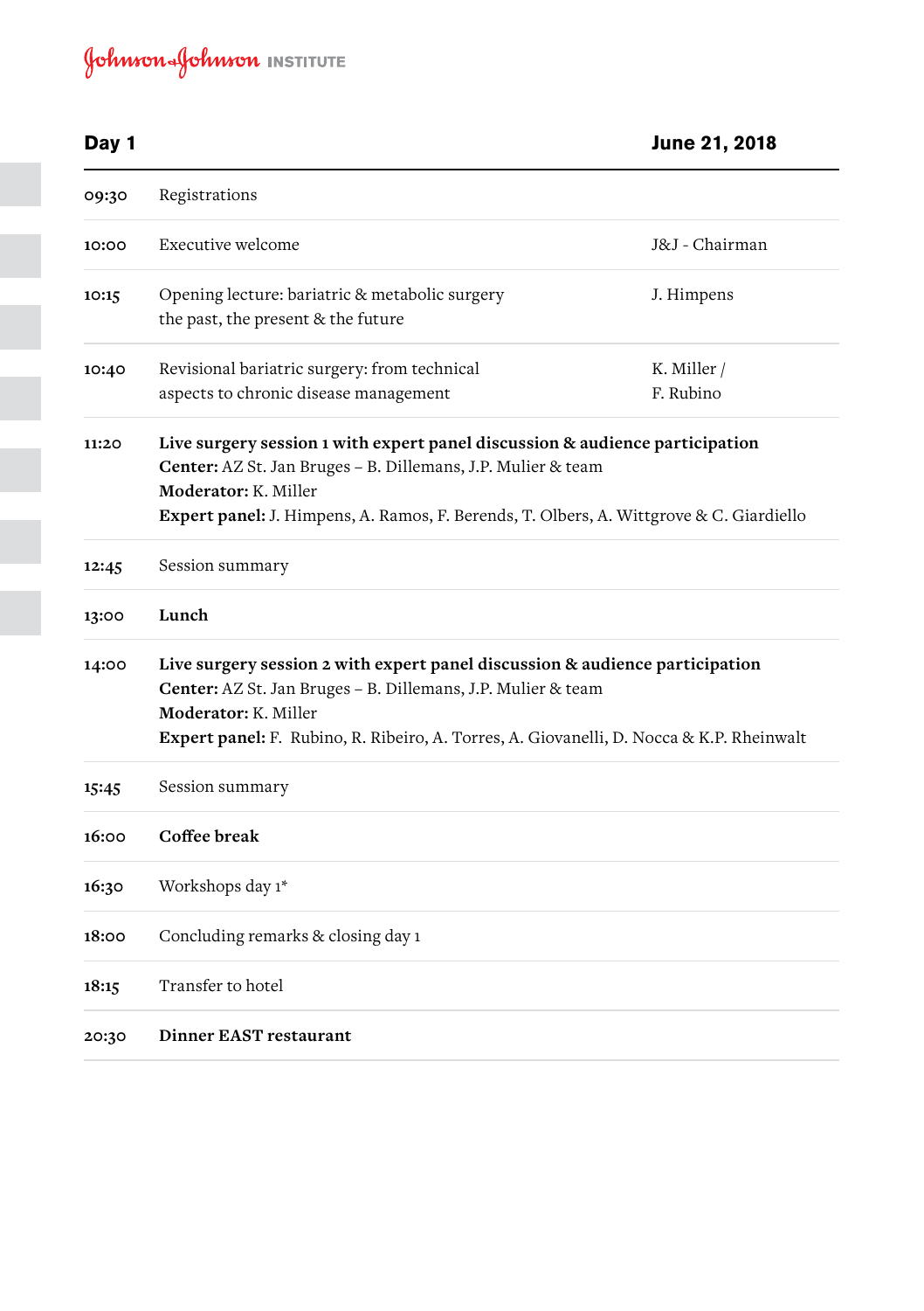## Day 1 — June 21, 2018

| Time | Program | Speaker |
|---|---|---|
| 09:30 | Registrations | |
| 10:00 | Executive welcome | J&J - Chairman |
| 10:15 | Opening lecture: bariatric & metabolic surgery the past, the present & the future | J. Himpens |
| 10:40 | Revisional bariatric surgery: from technical aspects to chronic disease management | K. Miller / F. Rubino |
| 11:20 | **Live surgery session 1 with expert panel discussion & audience participation**<br>**Center:** AZ St. Jan Bruges – B. Dillemans, J.P. Mulier & team<br>**Moderator:** K. Miller<br>**Expert panel:** J. Himpens, A. Ramos, F. Berends, T. Olbers, A. Wittgrove & C. Giardiello | |
| 12:45 | Session summary | |
| 13:00 | **Lunch** | |
| 14:00 | **Live surgery session 2 with expert panel discussion & audience participation**<br>**Center:** AZ St. Jan Bruges – B. Dillemans, J.P. Mulier & team<br>**Moderator:** K. Miller<br>**Expert panel:** F. Rubino, R. Ribeiro, A. Torres, A. Giovanelli, D. Nocca & K.P. Rheinwalt | |
| 15:45 | Session summary | |
| 16:00 | **Coffee break** | |
| 16:30 | Workshops day 1* | |
| 18:00 | Concluding remarks & closing day 1 | |
| 18:15 | Transfer to hotel | |
| 20:30 | **Dinner EAST restaurant** | |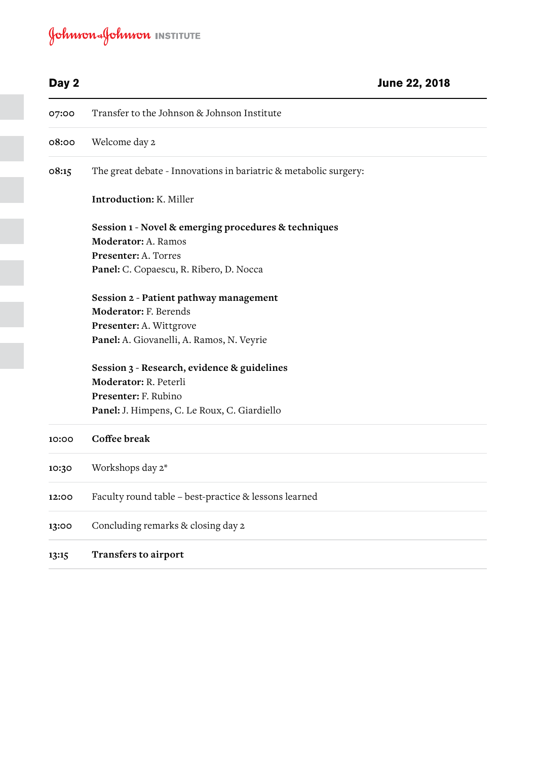## Day 2

**June 22, 2018**

| | |
|---|---|
| 07:00 | Transfer to the Johnson & Johnson Institute |
| 08:00 | Welcome day 2 |
| 08:15 | The great debate - Innovations in bariatric & metabolic surgery:<br><br>**Introduction:** K. Miller<br><br>**Session 1** - **Novel & emerging procedures & techniques**<br>**Moderator:** A. Ramos<br>**Presenter:** A. Torres<br>**Panel:** C. Copaescu, R. Ribero, D. Nocca<br><br>**Session 2** - **Patient pathway management**<br>**Moderator:** F. Berends<br>**Presenter:** A. Wittgrove<br>**Panel:** A. Giovanelli, A. Ramos, N. Veyrie<br><br>**Session 3** - **Research, evidence & guidelines**<br>**Moderator:** R. Peterli<br>**Presenter:** F. Rubino<br>**Panel:** J. Himpens, C. Le Roux, C. Giardiello |
| 10:00 | **Coffee break** |
| 10:30 | Workshops day 2* |
| 12:00 | Faculty round table – best-practice & lessons learned |
| 13:00 | Concluding remarks & closing day 2 |
| 13:15 | **Transfers to airport** |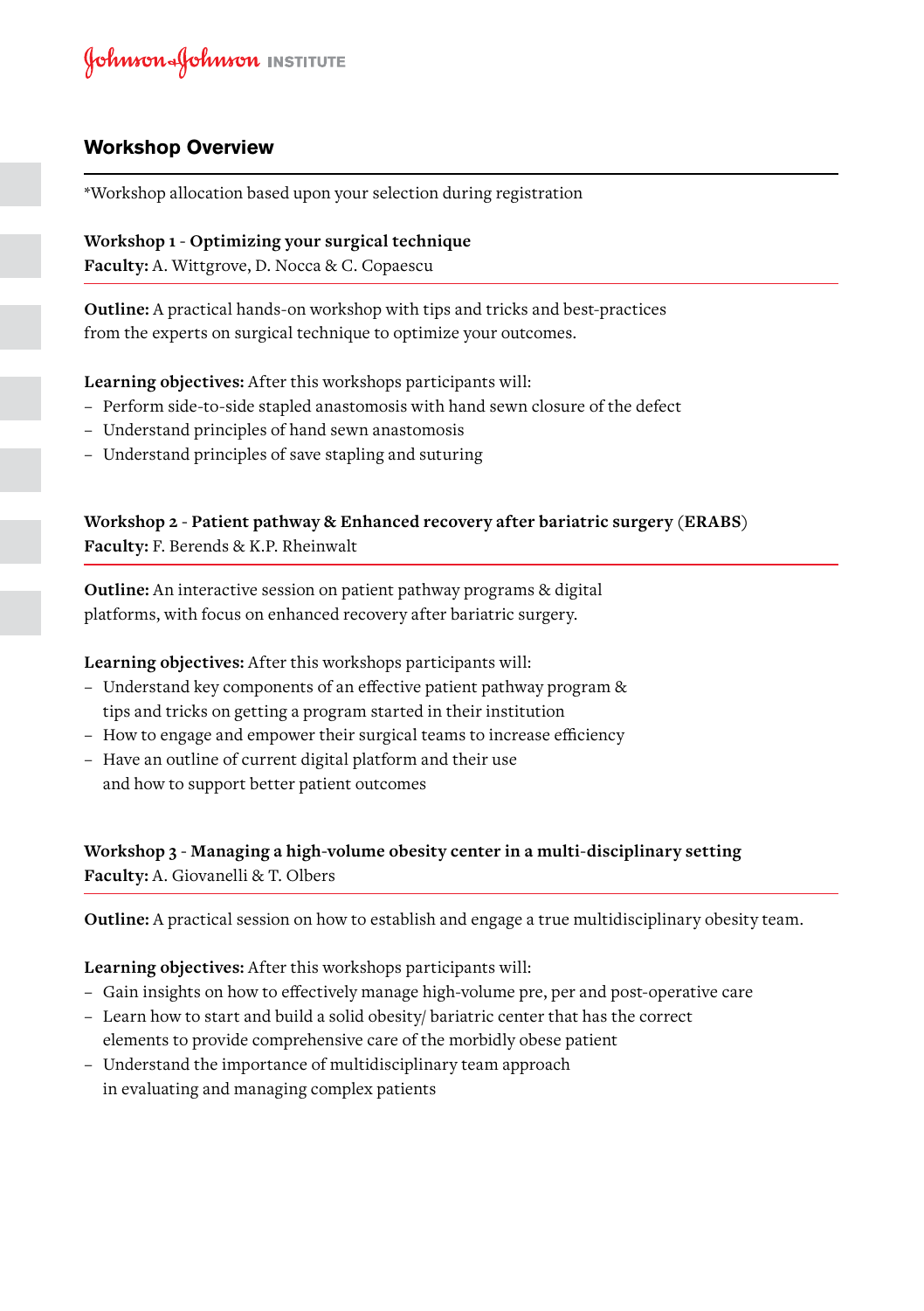## Workshop Overview

*Workshop allocation based upon your selection during registration

**Workshop 1 - Optimizing your surgical technique**
**Faculty:** A. Wittgrove, D. Nocca & C. Copaescu

**Outline:** A practical hands-on workshop with tips and tricks and best-practices from the experts on surgical technique to optimize your outcomes.

**Learning objectives:** After this workshops participants will:

- Perform side-to-side stapled anastomosis with hand sewn closure of the defect
- Understand principles of hand sewn anastomosis
- Understand principles of save stapling and suturing

**Workshop 2 - Patient pathway & Enhanced recovery after bariatric surgery (ERABS)**
**Faculty:** F. Berends & K.P. Rheinwalt

**Outline:** An interactive session on patient pathway programs & digital platforms, with focus on enhanced recovery after bariatric surgery.

**Learning objectives:** After this workshops participants will:

- Understand key components of an effective patient pathway program & tips and tricks on getting a program started in their institution
- How to engage and empower their surgical teams to increase efficiency
- Have an outline of current digital platform and their use and how to support better patient outcomes

**Workshop 3 - Managing a high-volume obesity center in a multi-disciplinary setting**
**Faculty:** A. Giovanelli & T. Olbers

**Outline:** A practical session on how to establish and engage a true multidisciplinary obesity team.

**Learning objectives:** After this workshops participants will:

- Gain insights on how to effectively manage high-volume pre, per and post-operative care
- Learn how to start and build a solid obesity/ bariatric center that has the correct elements to provide comprehensive care of the morbidly obese patient
- Understand the importance of multidisciplinary team approach in evaluating and managing complex patients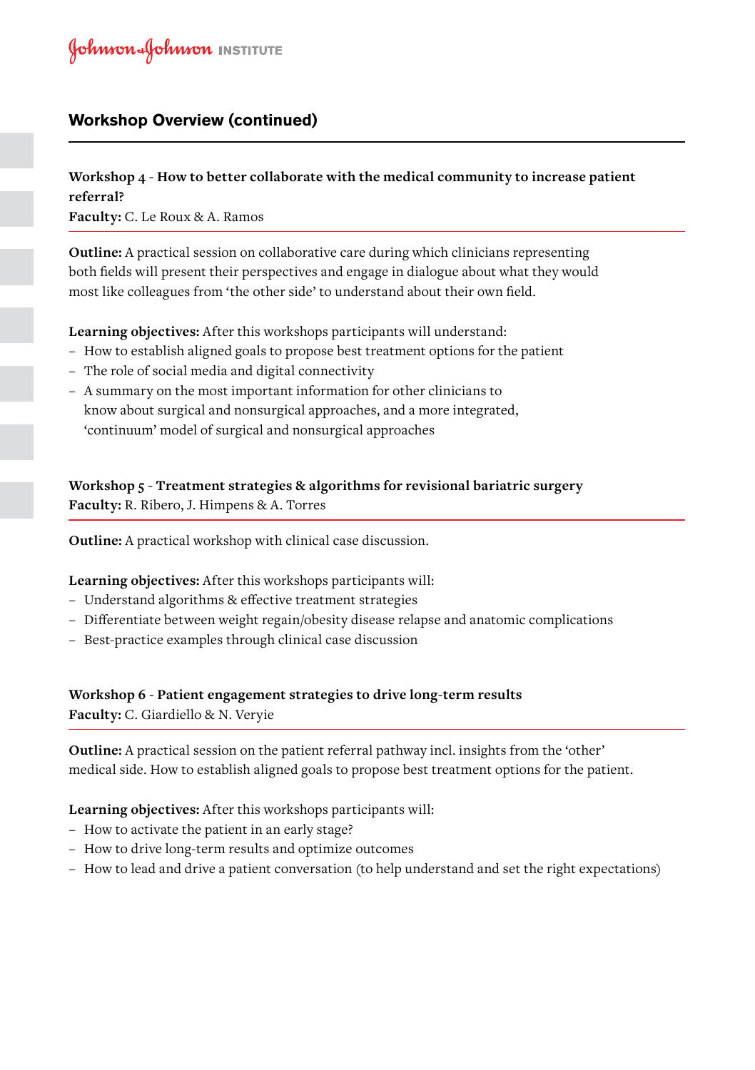## Workshop Overview (continued)

**Workshop 4 - How to better collaborate with the medical community to increase patient referral?**
**Faculty:** C. Le Roux & A. Ramos

**Outline:** A practical session on collaborative care during which clinicians representing both fields will present their perspectives and engage in dialogue about what they would most like colleagues from 'the other side' to understand about their own field.

**Learning objectives:** After this workshops participants will understand:

- How to establish aligned goals to propose best treatment options for the patient
- The role of social media and digital connectivity
- A summary on the most important information for other clinicians to know about surgical and nonsurgical approaches, and a more integrated, 'continuum' model of surgical and nonsurgical approaches

**Workshop 5 - Treatment strategies & algorithms for revisional bariatric surgery**
**Faculty:** R. Ribero, J. Himpens & A. Torres

**Outline:** A practical workshop with clinical case discussion.

**Learning objectives:** After this workshops participants will:

- Understand algorithms & effective treatment strategies
- Differentiate between weight regain/obesity disease relapse and anatomic complications
- Best-practice examples through clinical case discussion

**Workshop 6 - Patient engagement strategies to drive long-term results**
**Faculty:** C. Giardiello & N. Veryie

**Outline:** A practical session on the patient referral pathway incl. insights from the 'other' medical side. How to establish aligned goals to propose best treatment options for the patient.

**Learning objectives:** After this workshops participants will:

- How to activate the patient in an early stage?
- How to drive long-term results and optimize outcomes
- How to lead and drive a patient conversation (to help understand and set the right expectations)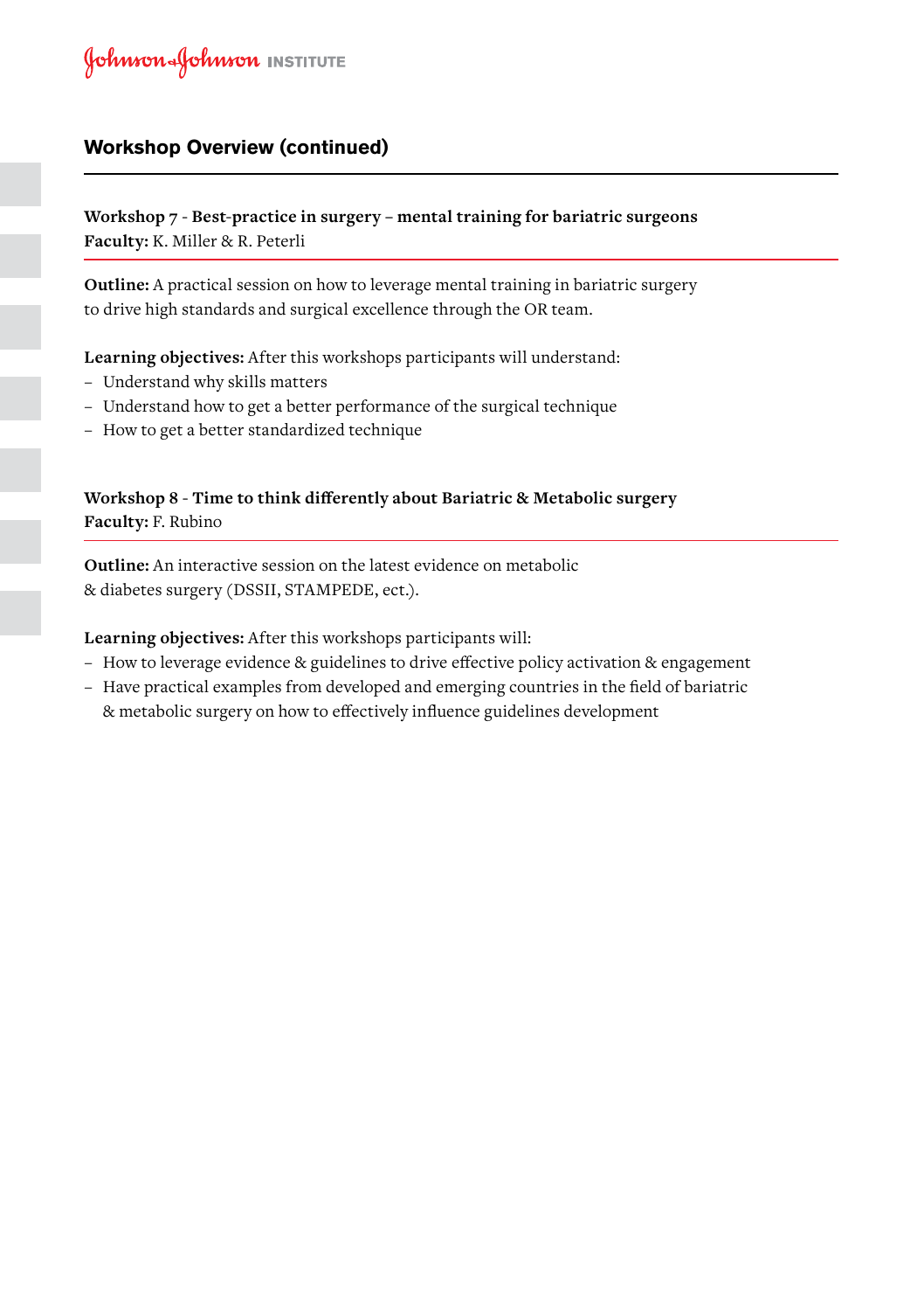## Workshop Overview (continued)

**Workshop 7 - Best-practice in surgery – mental training for bariatric surgeons**
**Faculty:** K. Miller & R. Peterli

**Outline:** A practical session on how to leverage mental training in bariatric surgery to drive high standards and surgical excellence through the OR team.

**Learning objectives:** After this workshops participants will understand:

- Understand why skills matters
- Understand how to get a better performance of the surgical technique
- How to get a better standardized technique

**Workshop 8 - Time to think differently about Bariatric & Metabolic surgery**
**Faculty:** F. Rubino

**Outline:** An interactive session on the latest evidence on metabolic & diabetes surgery (DSSII, STAMPEDE, ect.).

**Learning objectives:** After this workshops participants will:

- How to leverage evidence & guidelines to drive effective policy activation & engagement
- Have practical examples from developed and emerging countries in the field of bariatric & metabolic surgery on how to effectively influence guidelines development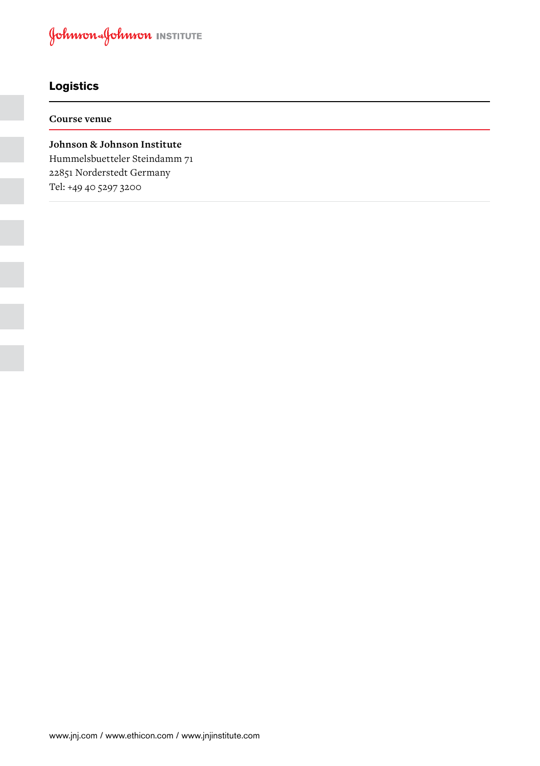## Logistics

### Course venue

**Johnson & Johnson Institute**
Hummelsbuetteler Steindamm 71
22851 Norderstedt Germany
Tel: +49 40 5297 3200

www.jnj.com / www.ethicon.com / www.jnjinstitute.com